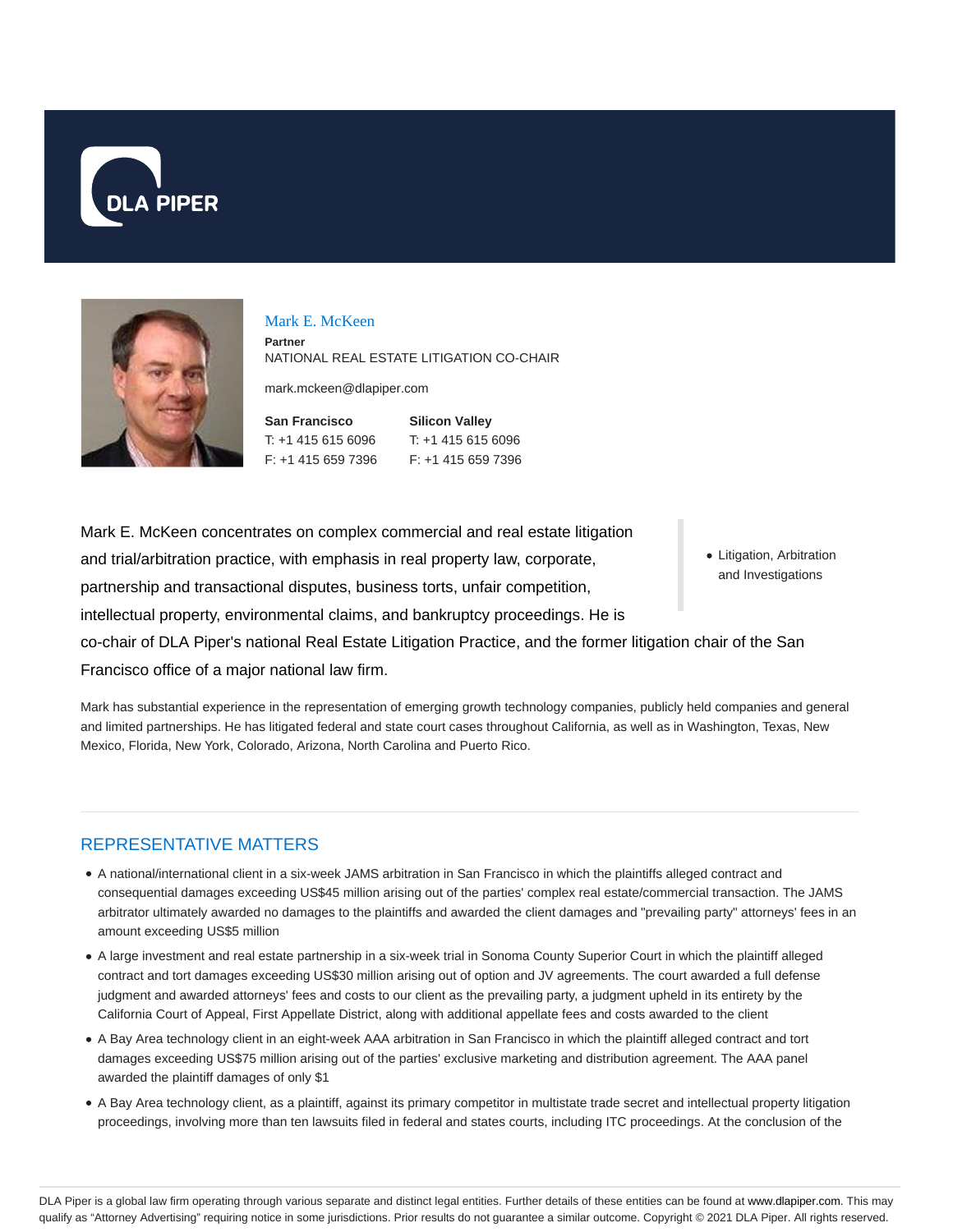DLA PIPER

# Mark E. McKeen

**Partner**
NATIONAL REAL ESTATE LITIGATION CO-CHAIR

mark.mckeen@dlapiper.com

**San Francisco**
T: +1 415 615 6096
F: +1 415 659 7396

**Silicon Valley**
T: +1 415 615 6096
F: +1 415 659 7396

- Litigation, Arbitration and Investigations

Mark E. McKeen concentrates on complex commercial and real estate litigation and trial/arbitration practice, with emphasis in real property law, corporate, partnership and transactional disputes, business torts, unfair competition, intellectual property, environmental claims, and bankruptcy proceedings. He is co-chair of DLA Piper's national Real Estate Litigation Practice, and the former litigation chair of the San Francisco office of a major national law firm.

Mark has substantial experience in the representation of emerging growth technology companies, publicly held companies and general and limited partnerships. He has litigated federal and state court cases throughout California, as well as in Washington, Texas, New Mexico, Florida, New York, Colorado, Arizona, North Carolina and Puerto Rico.

## REPRESENTATIVE MATTERS

- A national/international client in a six-week JAMS arbitration in San Francisco in which the plaintiffs alleged contract and consequential damages exceeding US$45 million arising out of the parties' complex real estate/commercial transaction. The JAMS arbitrator ultimately awarded no damages to the plaintiffs and awarded the client damages and "prevailing party" attorneys' fees in an amount exceeding US$5 million
- A large investment and real estate partnership in a six-week trial in Sonoma County Superior Court in which the plaintiff alleged contract and tort damages exceeding US$30 million arising out of option and JV agreements. The court awarded a full defense judgment and awarded attorneys' fees and costs to our client as the prevailing party, a judgment upheld in its entirety by the California Court of Appeal, First Appellate District, along with additional appellate fees and costs awarded to the client
- A Bay Area technology client in an eight-week AAA arbitration in San Francisco in which the plaintiff alleged contract and tort damages exceeding US$75 million arising out of the parties' exclusive marketing and distribution agreement. The AAA panel awarded the plaintiff damages of only $1
- A Bay Area technology client, as a plaintiff, against its primary competitor in multistate trade secret and intellectual property litigation proceedings, involving more than ten lawsuits filed in federal and states courts, including ITC proceedings. At the conclusion of the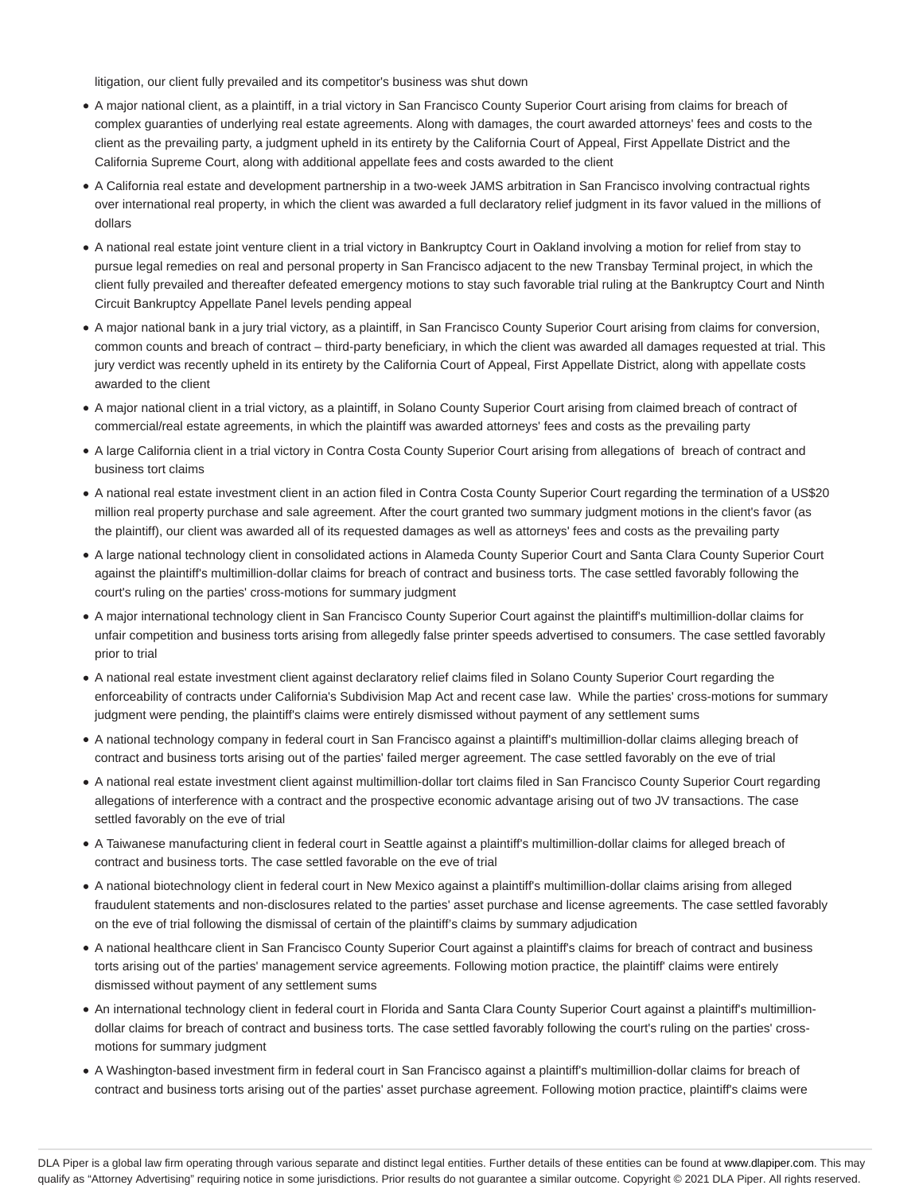litigation, our client fully prevailed and its competitor's business was shut down

- A major national client, as a plaintiff, in a trial victory in San Francisco County Superior Court arising from claims for breach of complex guaranties of underlying real estate agreements. Along with damages, the court awarded attorneys' fees and costs to the client as the prevailing party, a judgment upheld in its entirety by the California Court of Appeal, First Appellate District and the California Supreme Court, along with additional appellate fees and costs awarded to the client
- A California real estate and development partnership in a two-week JAMS arbitration in San Francisco involving contractual rights over international real property, in which the client was awarded a full declaratory relief judgment in its favor valued in the millions of dollars
- A national real estate joint venture client in a trial victory in Bankruptcy Court in Oakland involving a motion for relief from stay to pursue legal remedies on real and personal property in San Francisco adjacent to the new Transbay Terminal project, in which the client fully prevailed and thereafter defeated emergency motions to stay such favorable trial ruling at the Bankruptcy Court and Ninth Circuit Bankruptcy Appellate Panel levels pending appeal
- A major national bank in a jury trial victory, as a plaintiff, in San Francisco County Superior Court arising from claims for conversion, common counts and breach of contract – third-party beneficiary, in which the client was awarded all damages requested at trial. This jury verdict was recently upheld in its entirety by the California Court of Appeal, First Appellate District, along with appellate costs awarded to the client
- A major national client in a trial victory, as a plaintiff, in Solano County Superior Court arising from claimed breach of contract of commercial/real estate agreements, in which the plaintiff was awarded attorneys' fees and costs as the prevailing party
- A large California client in a trial victory in Contra Costa County Superior Court arising from allegations of breach of contract and business tort claims
- A national real estate investment client in an action filed in Contra Costa County Superior Court regarding the termination of a US$20 million real property purchase and sale agreement. After the court granted two summary judgment motions in the client's favor (as the plaintiff), our client was awarded all of its requested damages as well as attorneys' fees and costs as the prevailing party
- A large national technology client in consolidated actions in Alameda County Superior Court and Santa Clara County Superior Court against the plaintiff's multimillion-dollar claims for breach of contract and business torts. The case settled favorably following the court's ruling on the parties' cross-motions for summary judgment
- A major international technology client in San Francisco County Superior Court against the plaintiff's multimillion-dollar claims for unfair competition and business torts arising from allegedly false printer speeds advertised to consumers. The case settled favorably prior to trial
- A national real estate investment client against declaratory relief claims filed in Solano County Superior Court regarding the enforceability of contracts under California's Subdivision Map Act and recent case law. While the parties' cross-motions for summary judgment were pending, the plaintiff's claims were entirely dismissed without payment of any settlement sums
- A national technology company in federal court in San Francisco against a plaintiff's multimillion-dollar claims alleging breach of contract and business torts arising out of the parties' failed merger agreement. The case settled favorably on the eve of trial
- A national real estate investment client against multimillion-dollar tort claims filed in San Francisco County Superior Court regarding allegations of interference with a contract and the prospective economic advantage arising out of two JV transactions. The case settled favorably on the eve of trial
- A Taiwanese manufacturing client in federal court in Seattle against a plaintiff's multimillion-dollar claims for alleged breach of contract and business torts. The case settled favorable on the eve of trial
- A national biotechnology client in federal court in New Mexico against a plaintiff's multimillion-dollar claims arising from alleged fraudulent statements and non-disclosures related to the parties' asset purchase and license agreements. The case settled favorably on the eve of trial following the dismissal of certain of the plaintiff's claims by summary adjudication
- A national healthcare client in San Francisco County Superior Court against a plaintiff's claims for breach of contract and business torts arising out of the parties' management service agreements. Following motion practice, the plaintiff' claims were entirely dismissed without payment of any settlement sums
- An international technology client in federal court in Florida and Santa Clara County Superior Court against a plaintiff's multimillion-dollar claims for breach of contract and business torts. The case settled favorably following the court's ruling on the parties' cross-motions for summary judgment
- A Washington-based investment firm in federal court in San Francisco against a plaintiff's multimillion-dollar claims for breach of contract and business torts arising out of the parties' asset purchase agreement. Following motion practice, plaintiff's claims were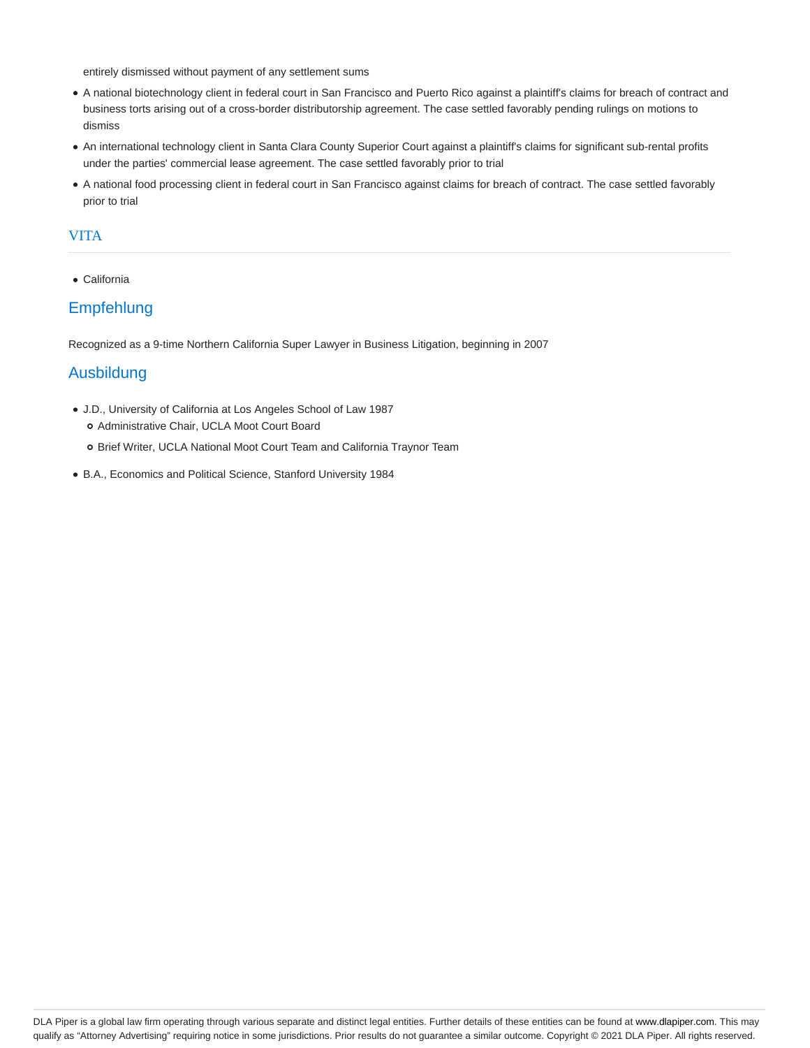entirely dismissed without payment of any settlement sums

- A national biotechnology client in federal court in San Francisco and Puerto Rico against a plaintiff's claims for breach of contract and business torts arising out of a cross-border distributorship agreement. The case settled favorably pending rulings on motions to dismiss
- An international technology client in Santa Clara County Superior Court against a plaintiff's claims for significant sub-rental profits under the parties' commercial lease agreement. The case settled favorably prior to trial
- A national food processing client in federal court in San Francisco against claims for breach of contract. The case settled favorably prior to trial

## VITA

- California

## Empfehlung

Recognized as a 9-time Northern California Super Lawyer in Business Litigation, beginning in 2007

## Ausbildung

- J.D., University of California at Los Angeles School of Law 1987
  - Administrative Chair, UCLA Moot Court Board
  - Brief Writer, UCLA National Moot Court Team and California Traynor Team
- B.A., Economics and Political Science, Stanford University 1984